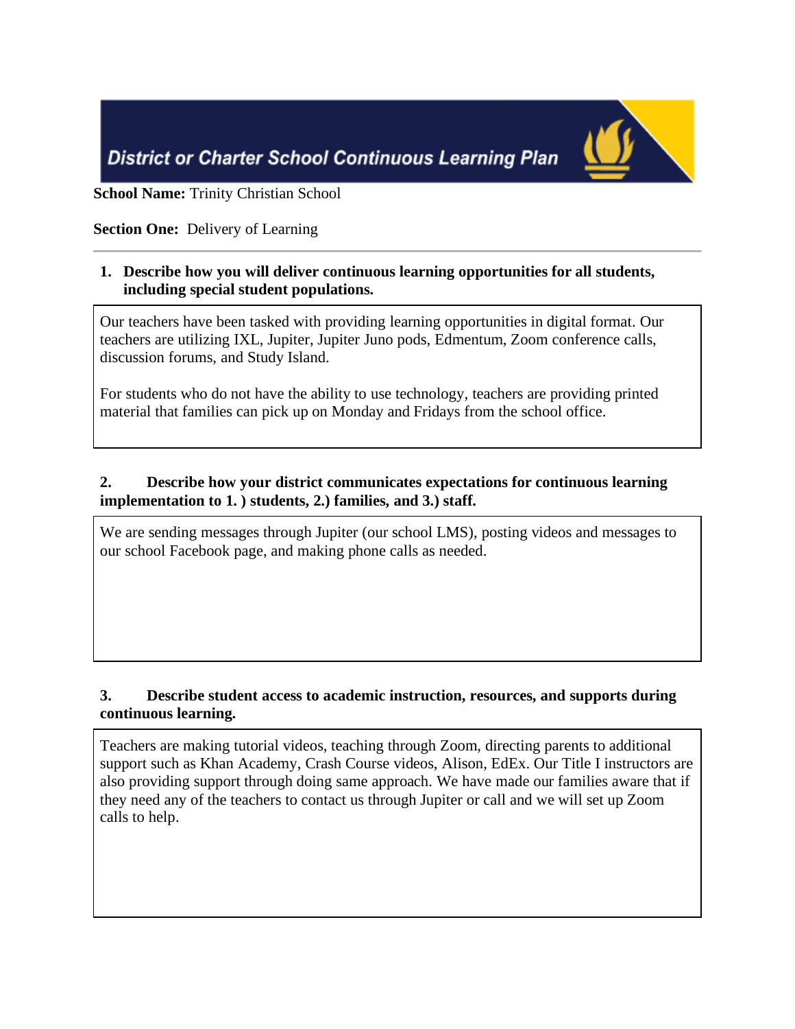# District or Charter School Continuous Learning Plan

**School Name:** Trinity Christian School

**Section One:** Delivery of Learning

---

1. **Describe how you will deliver continuous learning opportunities for all students, including special student populations.**

Our teachers have been tasked with providing learning opportunities in digital format. Our teachers are utilizing IXL, Jupiter, Jupiter Juno pods, Edmentum, Zoom conference calls, discussion forums, and Study Island.

For students who do not have the ability to use technology, teachers are providing printed material that families can pick up on Monday and Fridays from the school office.

2. **Describe how your district communicates expectations for continuous learning implementation to 1. ) students, 2.) families, and 3.) staff.**

We are sending messages through Jupiter (our school LMS), posting videos and messages to our school Facebook page, and making phone calls as needed.

3. **Describe student access to academic instruction, resources, and supports during continuous learning.**

Teachers are making tutorial videos, teaching through Zoom, directing parents to additional support such as Khan Academy, Crash Course videos, Alison, EdEx. Our Title I instructors are also providing support through doing same approach. We have made our families aware that if they need any of the teachers to contact us through Jupiter or call and we will set up Zoom calls to help.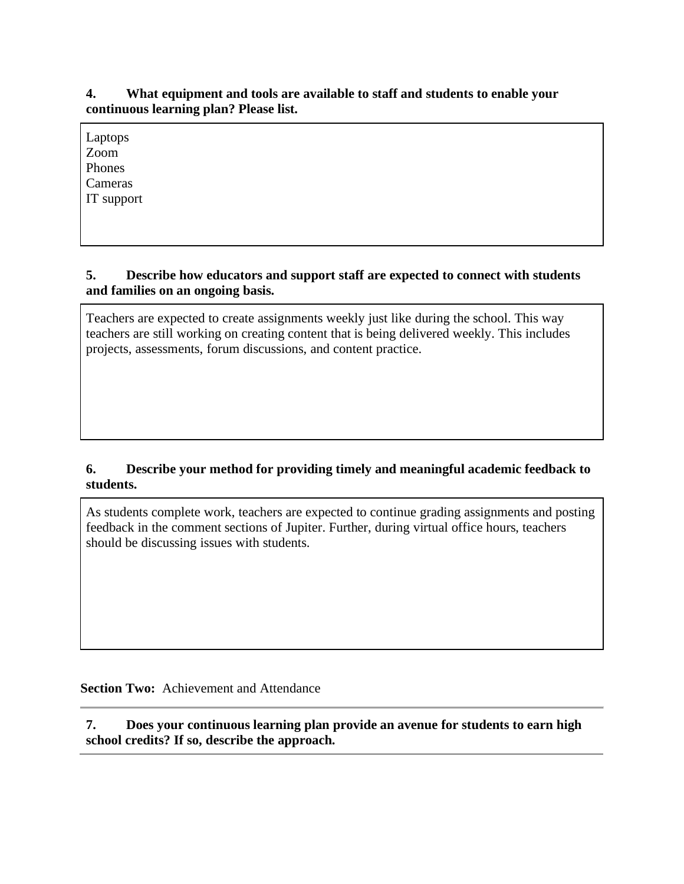**4. What equipment and tools are available to staff and students to enable your continuous learning plan? Please list.**

Laptops
Zoom
Phones
Cameras
IT support

**5. Describe how educators and support staff are expected to connect with students and families on an ongoing basis.**

Teachers are expected to create assignments weekly just like during the school. This way teachers are still working on creating content that is being delivered weekly. This includes projects, assessments, forum discussions, and content practice.

**6. Describe your method for providing timely and meaningful academic feedback to students.**

As students complete work, teachers are expected to continue grading assignments and posting feedback in the comment sections of Jupiter. Further, during virtual office hours, teachers should be discussing issues with students.

**Section Two:** Achievement and Attendance

---

**7. Does your continuous learning plan provide an avenue for students to earn high school credits? If so, describe the approach.**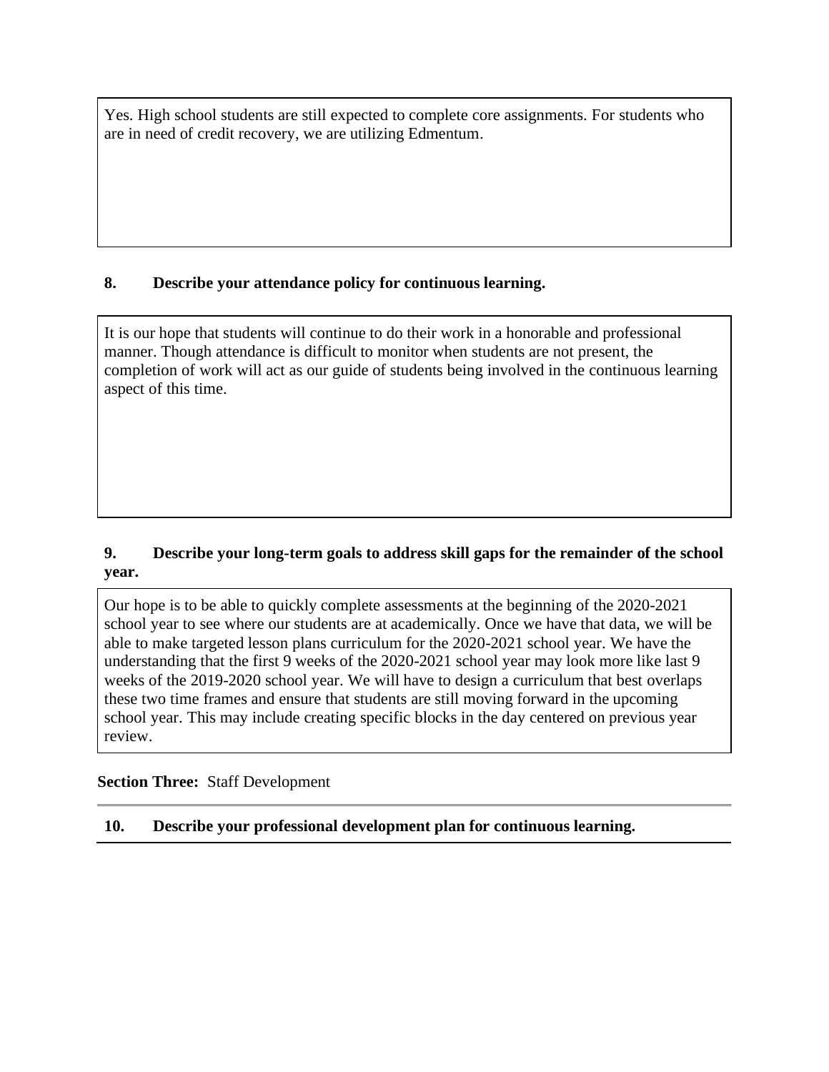Yes. High school students are still expected to complete core assignments. For students who are in need of credit recovery, we are utilizing Edmentum.

**8. Describe your attendance policy for continuous learning.**

It is our hope that students will continue to do their work in a honorable and professional manner. Though attendance is difficult to monitor when students are not present, the completion of work will act as our guide of students being involved in the continuous learning aspect of this time.

**9. Describe your long-term goals to address skill gaps for the remainder of the school year.**

Our hope is to be able to quickly complete assessments at the beginning of the 2020-2021 school year to see where our students are at academically. Once we have that data, we will be able to make targeted lesson plans curriculum for the 2020-2021 school year. We have the understanding that the first 9 weeks of the 2020-2021 school year may look more like last 9 weeks of the 2019-2020 school year. We will have to design a curriculum that best overlaps these two time frames and ensure that students are still moving forward in the upcoming school year. This may include creating specific blocks in the day centered on previous year review.

**Section Three:** Staff Development

**10. Describe your professional development plan for continuous learning.**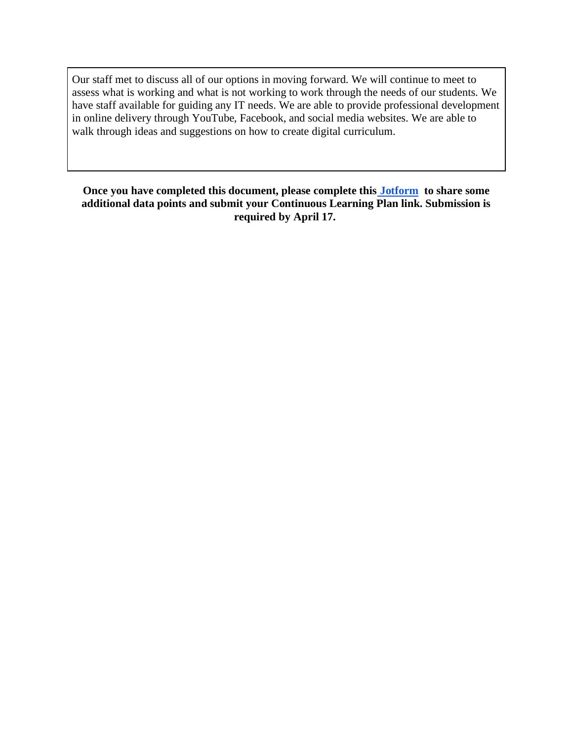Our staff met to discuss all of our options in moving forward. We will continue to meet to assess what is working and what is not working to work through the needs of our students. We have staff available for guiding any IT needs. We are able to provide professional development in online delivery through YouTube, Facebook, and social media websites. We are able to walk through ideas and suggestions on how to create digital curriculum.

**Once you have completed this document, please complete this Jotform to share some additional data points and submit your Continuous Learning Plan link. Submission is required by April 17.**